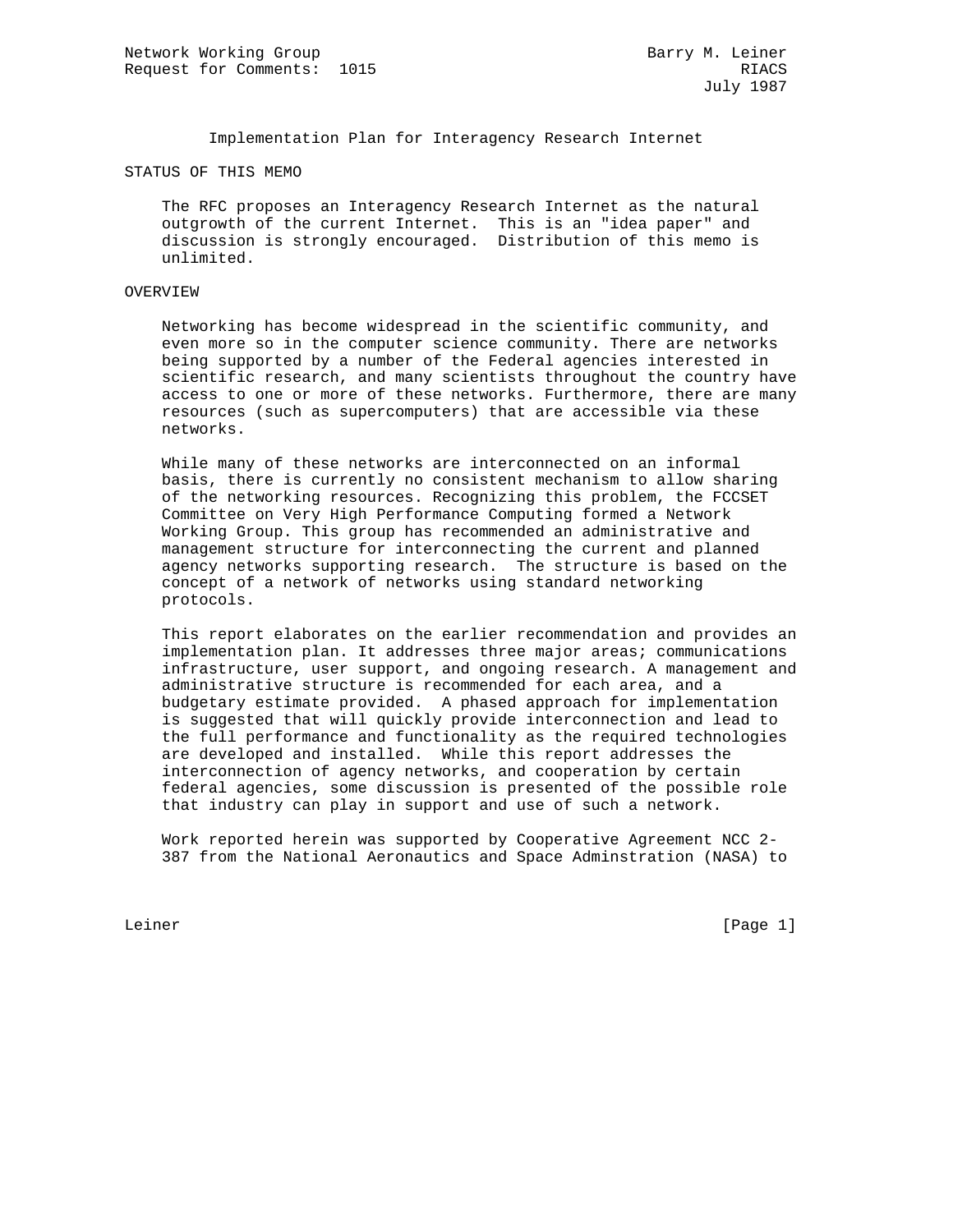Network Working Group Barry M. Leiner
Request for Comments: 1015 RIACS
July 1987

# Implementation Plan for Interagency Research Internet

## STATUS OF THIS MEMO

The RFC proposes an Interagency Research Internet as the natural outgrowth of the current Internet. This is an "idea paper" and discussion is strongly encouraged. Distribution of this memo is unlimited.

## OVERVIEW

Networking has become widespread in the scientific community, and even more so in the computer science community. There are networks being supported by a number of the Federal agencies interested in scientific research, and many scientists throughout the country have access to one or more of these networks. Furthermore, there are many resources (such as supercomputers) that are accessible via these networks.

While many of these networks are interconnected on an informal basis, there is currently no consistent mechanism to allow sharing of the networking resources. Recognizing this problem, the FCCSET Committee on Very High Performance Computing formed a Network Working Group. This group has recommended an administrative and management structure for interconnecting the current and planned agency networks supporting research. The structure is based on the concept of a network of networks using standard networking protocols.

This report elaborates on the earlier recommendation and provides an implementation plan. It addresses three major areas; communications infrastructure, user support, and ongoing research. A management and administrative structure is recommended for each area, and a budgetary estimate provided. A phased approach for implementation is suggested that will quickly provide interconnection and lead to the full performance and functionality as the required technologies are developed and installed. While this report addresses the interconnection of agency networks, and cooperation by certain federal agencies, some discussion is presented of the possible role that industry can play in support and use of such a network.

Work reported herein was supported by Cooperative Agreement NCC 2-387 from the National Aeronautics and Space Adminstration (NASA) to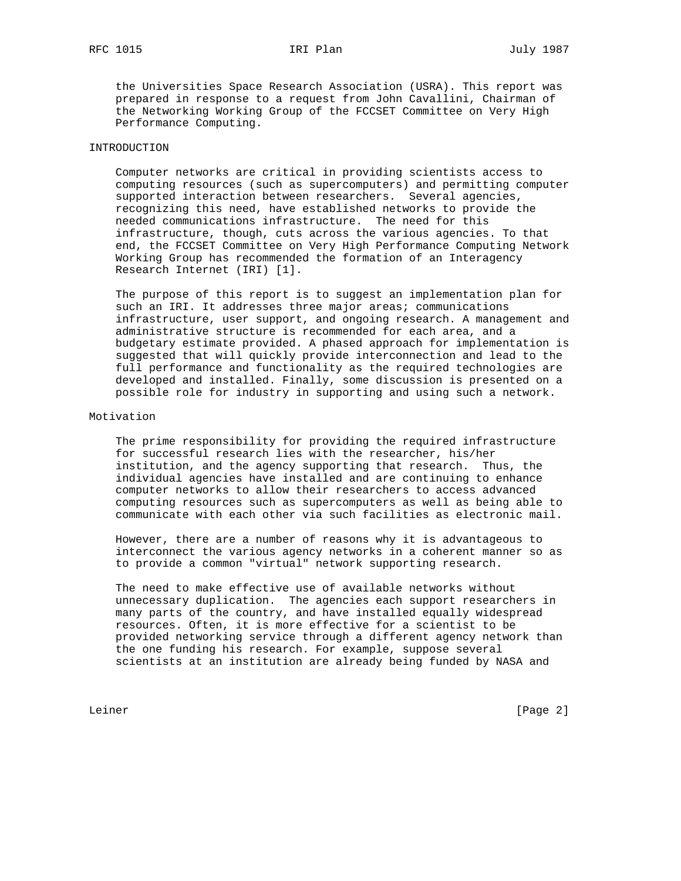the Universities Space Research Association (USRA). This report was prepared in response to a request from John Cavallini, Chairman of the Networking Working Group of the FCCSET Committee on Very High Performance Computing.

## INTRODUCTION

Computer networks are critical in providing scientists access to computing resources (such as supercomputers) and permitting computer supported interaction between researchers. Several agencies, recognizing this need, have established networks to provide the needed communications infrastructure. The need for this infrastructure, though, cuts across the various agencies. To that end, the FCCSET Committee on Very High Performance Computing Network Working Group has recommended the formation of an Interagency Research Internet (IRI) [1].

The purpose of this report is to suggest an implementation plan for such an IRI. It addresses three major areas; communications infrastructure, user support, and ongoing research. A management and administrative structure is recommended for each area, and a budgetary estimate provided. A phased approach for implementation is suggested that will quickly provide interconnection and lead to the full performance and functionality as the required technologies are developed and installed. Finally, some discussion is presented on a possible role for industry in supporting and using such a network.

### Motivation

The prime responsibility for providing the required infrastructure for successful research lies with the researcher, his/her institution, and the agency supporting that research. Thus, the individual agencies have installed and are continuing to enhance computer networks to allow their researchers to access advanced computing resources such as supercomputers as well as being able to communicate with each other via such facilities as electronic mail.

However, there are a number of reasons why it is advantageous to interconnect the various agency networks in a coherent manner so as to provide a common "virtual" network supporting research.

The need to make effective use of available networks without unnecessary duplication. The agencies each support researchers in many parts of the country, and have installed equally widespread resources. Often, it is more effective for a scientist to be provided networking service through a different agency network than the one funding his research. For example, suppose several scientists at an institution are already being funded by NASA and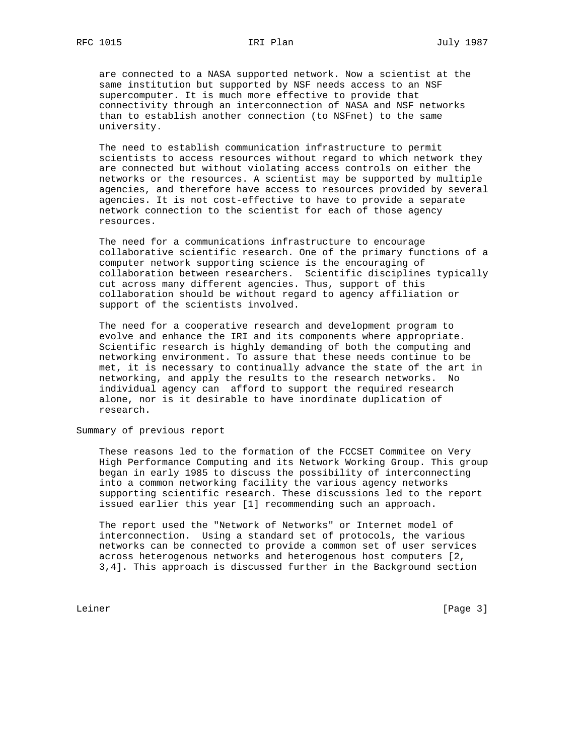are connected to a NASA supported network. Now a scientist at the same institution but supported by NSF needs access to an NSF supercomputer. It is much more effective to provide that connectivity through an interconnection of NASA and NSF networks than to establish another connection (to NSFnet) to the same university.

The need to establish communication infrastructure to permit scientists to access resources without regard to which network they are connected but without violating access controls on either the networks or the resources. A scientist may be supported by multiple agencies, and therefore have access to resources provided by several agencies. It is not cost-effective to have to provide a separate network connection to the scientist for each of those agency resources.

The need for a communications infrastructure to encourage collaborative scientific research. One of the primary functions of a computer network supporting science is the encouraging of collaboration between researchers. Scientific disciplines typically cut across many different agencies. Thus, support of this collaboration should be without regard to agency affiliation or support of the scientists involved.

The need for a cooperative research and development program to evolve and enhance the IRI and its components where appropriate. Scientific research is highly demanding of both the computing and networking environment. To assure that these needs continue to be met, it is necessary to continually advance the state of the art in networking, and apply the results to the research networks. No individual agency can afford to support the required research alone, nor is it desirable to have inordinate duplication of research.

## Summary of previous report

These reasons led to the formation of the FCCSET Commitee on Very High Performance Computing and its Network Working Group. This group began in early 1985 to discuss the possibility of interconnecting into a common networking facility the various agency networks supporting scientific research. These discussions led to the report issued earlier this year [1] recommending such an approach.

The report used the "Network of Networks" or Internet model of interconnection. Using a standard set of protocols, the various networks can be connected to provide a common set of user services across heterogenous networks and heterogenous host computers [2, 3,4]. This approach is discussed further in the Background section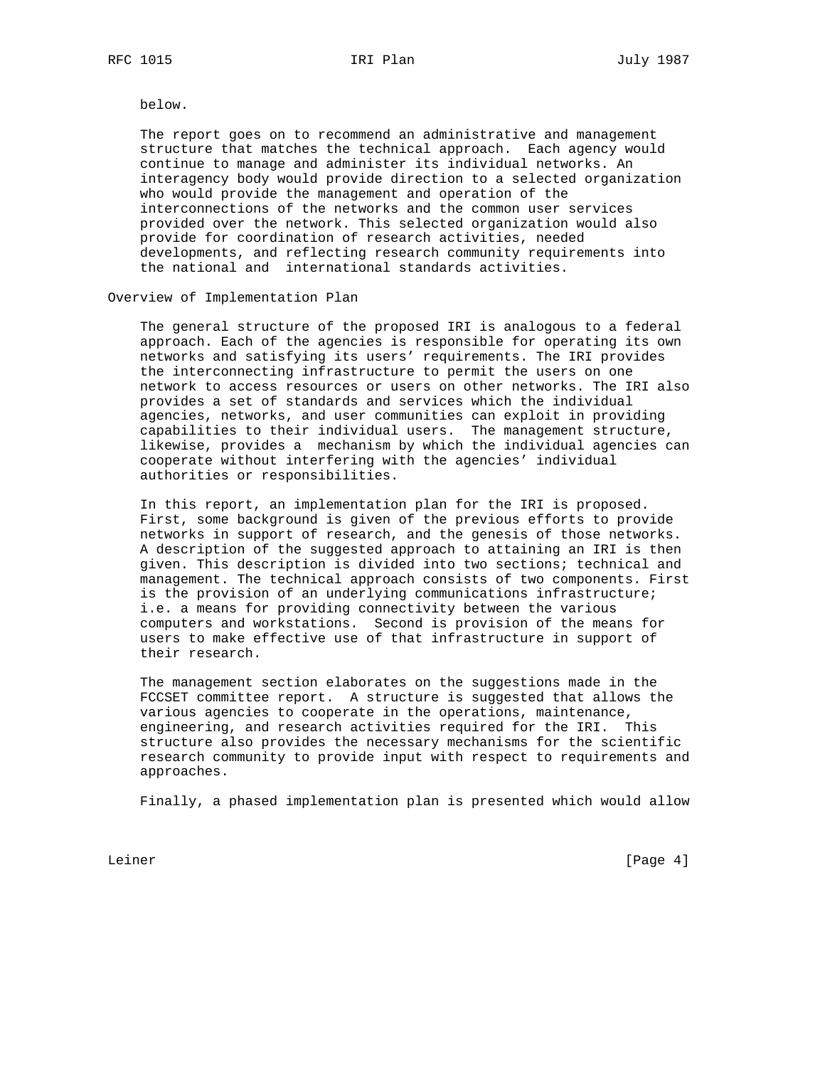below.

The report goes on to recommend an administrative and management structure that matches the technical approach. Each agency would continue to manage and administer its individual networks. An interagency body would provide direction to a selected organization who would provide the management and operation of the interconnections of the networks and the common user services provided over the network. This selected organization would also provide for coordination of research activities, needed developments, and reflecting research community requirements into the national and international standards activities.

## Overview of Implementation Plan

The general structure of the proposed IRI is analogous to a federal approach. Each of the agencies is responsible for operating its own networks and satisfying its users' requirements. The IRI provides the interconnecting infrastructure to permit the users on one network to access resources or users on other networks. The IRI also provides a set of standards and services which the individual agencies, networks, and user communities can exploit in providing capabilities to their individual users. The management structure, likewise, provides a mechanism by which the individual agencies can cooperate without interfering with the agencies' individual authorities or responsibilities.

In this report, an implementation plan for the IRI is proposed. First, some background is given of the previous efforts to provide networks in support of research, and the genesis of those networks. A description of the suggested approach to attaining an IRI is then given. This description is divided into two sections; technical and management. The technical approach consists of two components. First is the provision of an underlying communications infrastructure; i.e. a means for providing connectivity between the various computers and workstations. Second is provision of the means for users to make effective use of that infrastructure in support of their research.

The management section elaborates on the suggestions made in the FCCSET committee report. A structure is suggested that allows the various agencies to cooperate in the operations, maintenance, engineering, and research activities required for the IRI. This structure also provides the necessary mechanisms for the scientific research community to provide input with respect to requirements and approaches.

Finally, a phased implementation plan is presented which would allow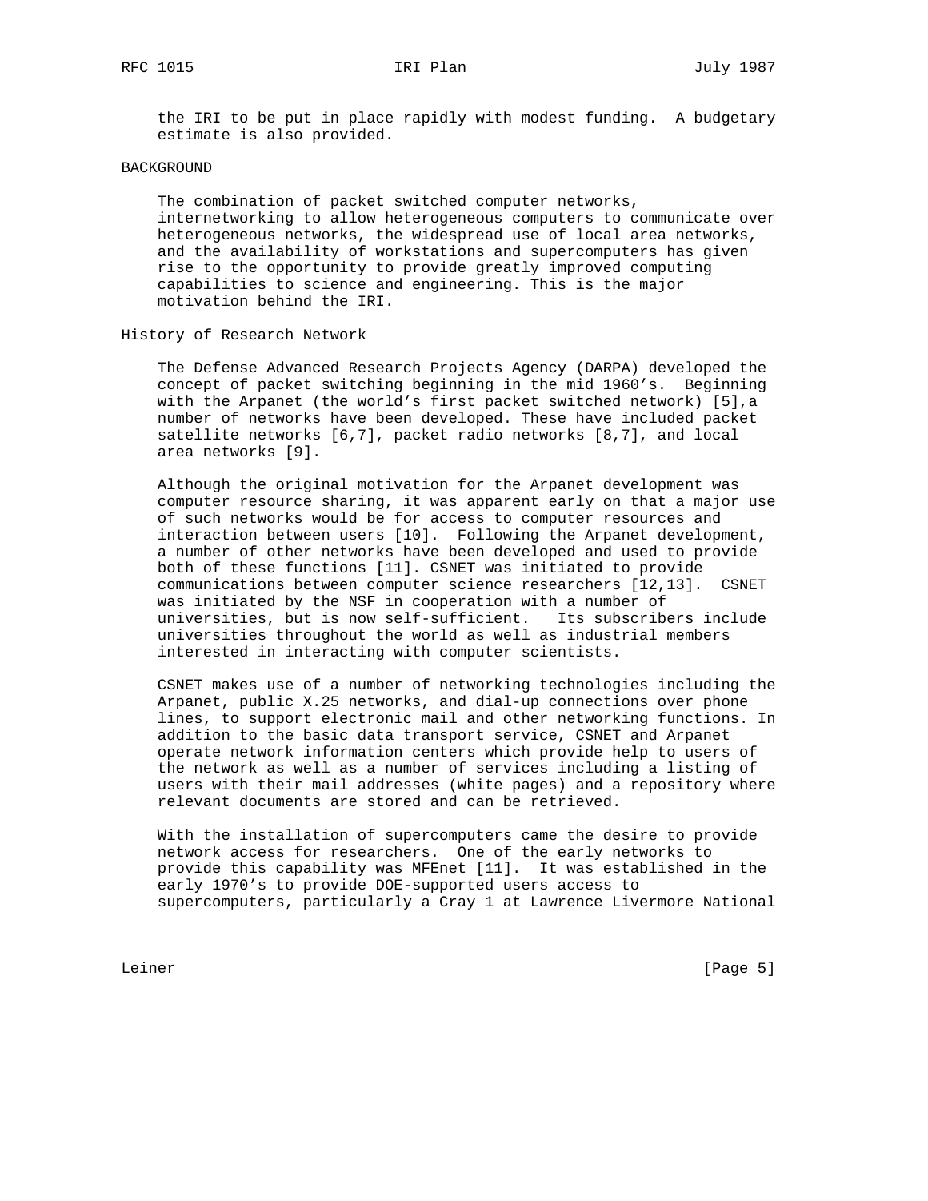the IRI to be put in place rapidly with modest funding. A budgetary estimate is also provided.

## BACKGROUND

The combination of packet switched computer networks, internetworking to allow heterogeneous computers to communicate over heterogeneous networks, the widespread use of local area networks, and the availability of workstations and supercomputers has given rise to the opportunity to provide greatly improved computing capabilities to science and engineering. This is the major motivation behind the IRI.

### History of Research Network

The Defense Advanced Research Projects Agency (DARPA) developed the concept of packet switching beginning in the mid 1960's. Beginning with the Arpanet (the world's first packet switched network) [5],a number of networks have been developed. These have included packet satellite networks [6,7], packet radio networks [8,7], and local area networks [9].

Although the original motivation for the Arpanet development was computer resource sharing, it was apparent early on that a major use of such networks would be for access to computer resources and interaction between users [10]. Following the Arpanet development, a number of other networks have been developed and used to provide both of these functions [11]. CSNET was initiated to provide communications between computer science researchers [12,13]. CSNET was initiated by the NSF in cooperation with a number of universities, but is now self-sufficient. Its subscribers include universities throughout the world as well as industrial members interested in interacting with computer scientists.

CSNET makes use of a number of networking technologies including the Arpanet, public X.25 networks, and dial-up connections over phone lines, to support electronic mail and other networking functions. In addition to the basic data transport service, CSNET and Arpanet operate network information centers which provide help to users of the network as well as a number of services including a listing of users with their mail addresses (white pages) and a repository where relevant documents are stored and can be retrieved.

With the installation of supercomputers came the desire to provide network access for researchers. One of the early networks to provide this capability was MFEnet [11]. It was established in the early 1970's to provide DOE-supported users access to supercomputers, particularly a Cray 1 at Lawrence Livermore National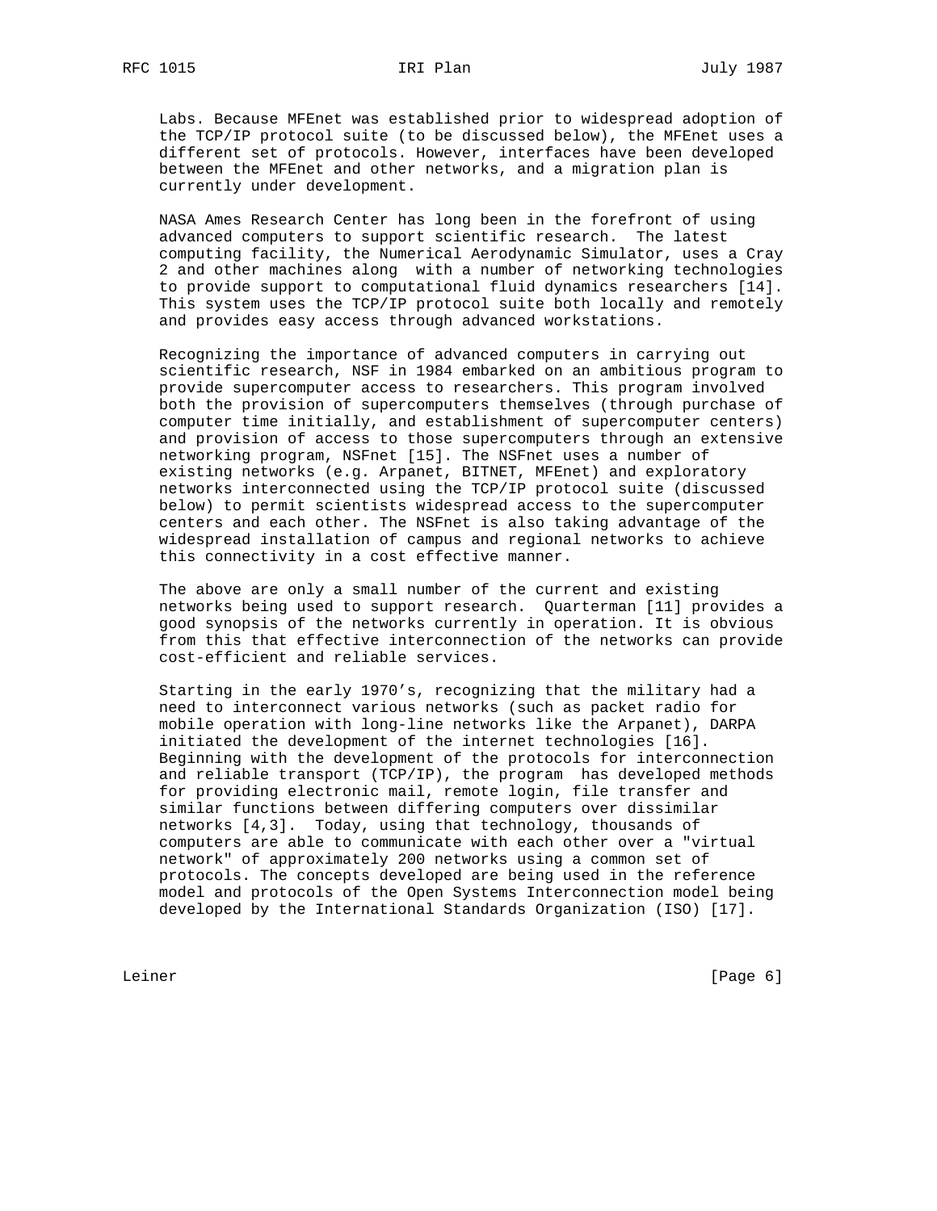Labs. Because MFEnet was established prior to widespread adoption of the TCP/IP protocol suite (to be discussed below), the MFEnet uses a different set of protocols. However, interfaces have been developed between the MFEnet and other networks, and a migration plan is currently under development.

NASA Ames Research Center has long been in the forefront of using advanced computers to support scientific research. The latest computing facility, the Numerical Aerodynamic Simulator, uses a Cray 2 and other machines along with a number of networking technologies to provide support to computational fluid dynamics researchers [14]. This system uses the TCP/IP protocol suite both locally and remotely and provides easy access through advanced workstations.

Recognizing the importance of advanced computers in carrying out scientific research, NSF in 1984 embarked on an ambitious program to provide supercomputer access to researchers. This program involved both the provision of supercomputers themselves (through purchase of computer time initially, and establishment of supercomputer centers) and provision of access to those supercomputers through an extensive networking program, NSFnet [15]. The NSFnet uses a number of existing networks (e.g. Arpanet, BITNET, MFEnet) and exploratory networks interconnected using the TCP/IP protocol suite (discussed below) to permit scientists widespread access to the supercomputer centers and each other. The NSFnet is also taking advantage of the widespread installation of campus and regional networks to achieve this connectivity in a cost effective manner.

The above are only a small number of the current and existing networks being used to support research. Quarterman [11] provides a good synopsis of the networks currently in operation. It is obvious from this that effective interconnection of the networks can provide cost-efficient and reliable services.

Starting in the early 1970's, recognizing that the military had a need to interconnect various networks (such as packet radio for mobile operation with long-line networks like the Arpanet), DARPA initiated the development of the internet technologies [16]. Beginning with the development of the protocols for interconnection and reliable transport (TCP/IP), the program has developed methods for providing electronic mail, remote login, file transfer and similar functions between differing computers over dissimilar networks [4,3]. Today, using that technology, thousands of computers are able to communicate with each other over a "virtual network" of approximately 200 networks using a common set of protocols. The concepts developed are being used in the reference model and protocols of the Open Systems Interconnection model being developed by the International Standards Organization (ISO) [17].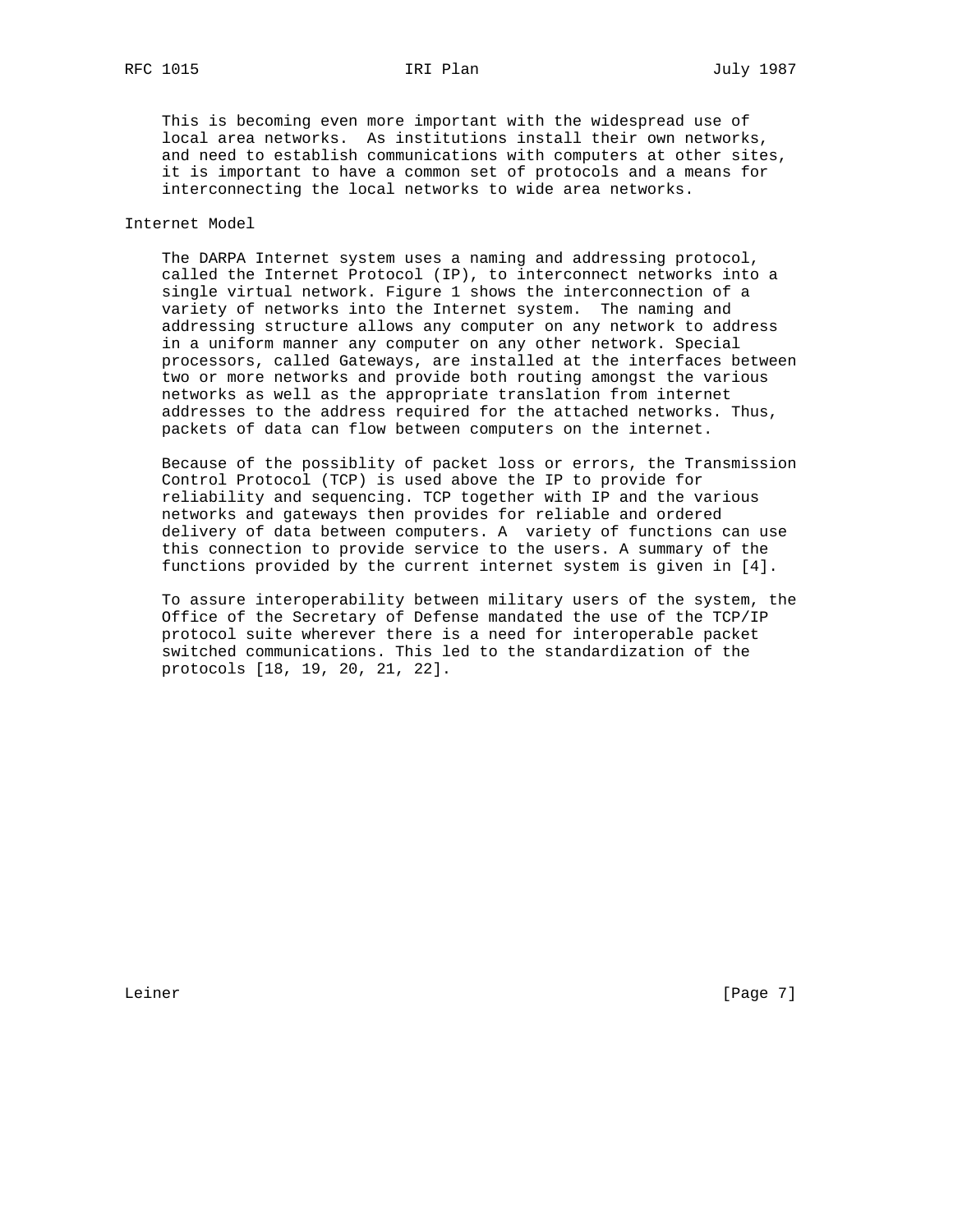This is becoming even more important with the widespread use of local area networks. As institutions install their own networks, and need to establish communications with computers at other sites, it is important to have a common set of protocols and a means for interconnecting the local networks to wide area networks.

## Internet Model

The DARPA Internet system uses a naming and addressing protocol, called the Internet Protocol (IP), to interconnect networks into a single virtual network. Figure 1 shows the interconnection of a variety of networks into the Internet system. The naming and addressing structure allows any computer on any network to address in a uniform manner any computer on any other network. Special processors, called Gateways, are installed at the interfaces between two or more networks and provide both routing amongst the various networks as well as the appropriate translation from internet addresses to the address required for the attached networks. Thus, packets of data can flow between computers on the internet.

Because of the possiblity of packet loss or errors, the Transmission Control Protocol (TCP) is used above the IP to provide for reliability and sequencing. TCP together with IP and the various networks and gateways then provides for reliable and ordered delivery of data between computers. A variety of functions can use this connection to provide service to the users. A summary of the functions provided by the current internet system is given in [4].

To assure interoperability between military users of the system, the Office of the Secretary of Defense mandated the use of the TCP/IP protocol suite wherever there is a need for interoperable packet switched communications. This led to the standardization of the protocols [18, 19, 20, 21, 22].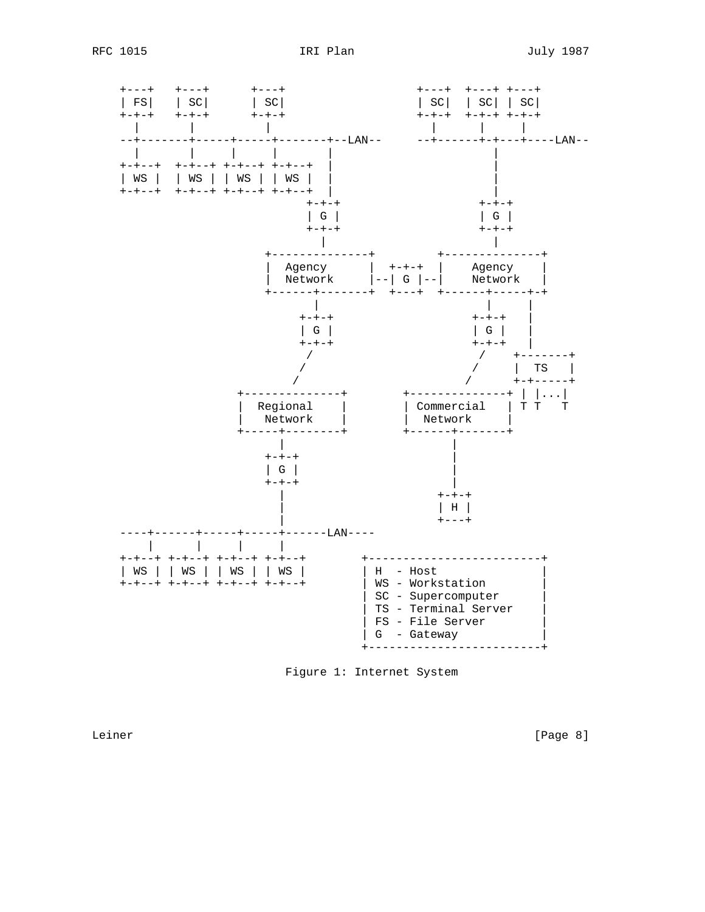```
    +---+   +---+      +---+                 +---+  +---+ +---+
    | FS|   | SC|      | SC|                 | SC|  | SC| | SC|
    +-+-+   +-+-+      +-+-+                 +-+-+  +-+-+ +-+-+
      |       |          |                     |      |     |
    --+-------+-----+-----+-------+--LAN--     --+------+-+---+----LAN--
      |       |     |     |       |                       |
    +-+--+  +-+--+ +-+--+ +-+--+  |                       |
    | WS |  | WS | | WS | | WS |  |                       |
    +-+--+  +-+--+ +-+--+ +-+--+  |                       |
                                +-+-+                   +-+-+
                                | G |                   | G |
                                +-+-+                   +-+-+
                                  |                       |
                          +--------------+          +--------------+
                          |  Agency      |  +-+-+   |    Agency    |
                          |  Network     |--| G |--|    Network   |
                          +------+-------+  +---+   +------+-----+-+
                                 |                         |     |
                               +-+-+                     +-+-+   |
                               | G |                     | G |   |
                               +-+-+                     +-+-+   |
                                /                         /    +-------+
                               /                         /     |  TS   |
                              /                         /      +-+-----+
                      +--------------+        +--------------+ | |...|
                      |  Regional    |        | Commercial   | T T   T
                      |   Network    |        |  Network     |
                      +-----+--------+        +------+-------+
                            |                        |
                          +-+-+                      |
                          | G |                      |
                          +-+-+                      |
                            |                      +-+-+
                            |                      | H |
                            |                      +---+
    ----+------+-----+-----+------LAN----
        |      |     |     |
    +-+--+ +-+--+ +-+--+ +-+--+        +-------------------------+
    | WS | | WS | | WS | | WS |        | H  - Host               |
    +-+--+ +-+--+ +-+--+ +-+--+        | WS - Workstation        |
                                       | SC - Supercomputer      |
                                       | TS - Terminal Server    |
                                       | FS - File Server        |
                                       | G  - Gateway            |
                                       +-------------------------+
```

Figure 1: Internet System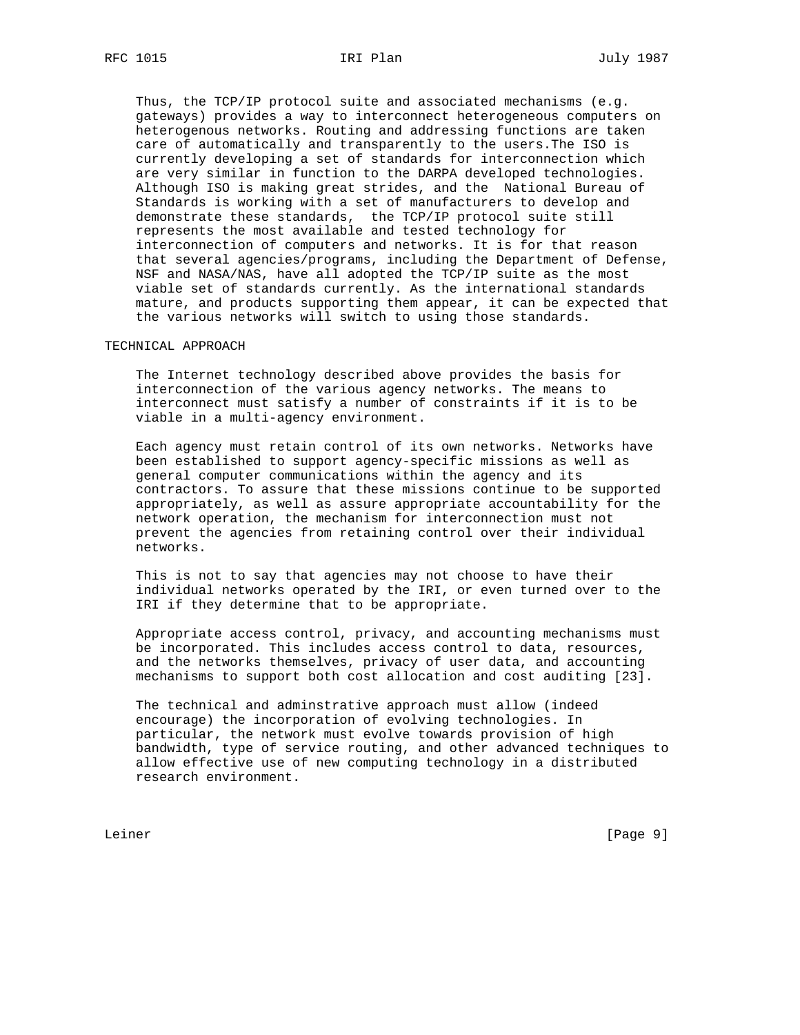Thus, the TCP/IP protocol suite and associated mechanisms (e.g. gateways) provides a way to interconnect heterogeneous computers on heterogenous networks. Routing and addressing functions are taken care of automatically and transparently to the users.The ISO is currently developing a set of standards for interconnection which are very similar in function to the DARPA developed technologies. Although ISO is making great strides, and the National Bureau of Standards is working with a set of manufacturers to develop and demonstrate these standards, the TCP/IP protocol suite still represents the most available and tested technology for interconnection of computers and networks. It is for that reason that several agencies/programs, including the Department of Defense, NSF and NASA/NAS, have all adopted the TCP/IP suite as the most viable set of standards currently. As the international standards mature, and products supporting them appear, it can be expected that the various networks will switch to using those standards.

## TECHNICAL APPROACH

The Internet technology described above provides the basis for interconnection of the various agency networks. The means to interconnect must satisfy a number of constraints if it is to be viable in a multi-agency environment.

Each agency must retain control of its own networks. Networks have been established to support agency-specific missions as well as general computer communications within the agency and its contractors. To assure that these missions continue to be supported appropriately, as well as assure appropriate accountability for the network operation, the mechanism for interconnection must not prevent the agencies from retaining control over their individual networks.

This is not to say that agencies may not choose to have their individual networks operated by the IRI, or even turned over to the IRI if they determine that to be appropriate.

Appropriate access control, privacy, and accounting mechanisms must be incorporated. This includes access control to data, resources, and the networks themselves, privacy of user data, and accounting mechanisms to support both cost allocation and cost auditing [23].

The technical and adminstrative approach must allow (indeed encourage) the incorporation of evolving technologies. In particular, the network must evolve towards provision of high bandwidth, type of service routing, and other advanced techniques to allow effective use of new computing technology in a distributed research environment.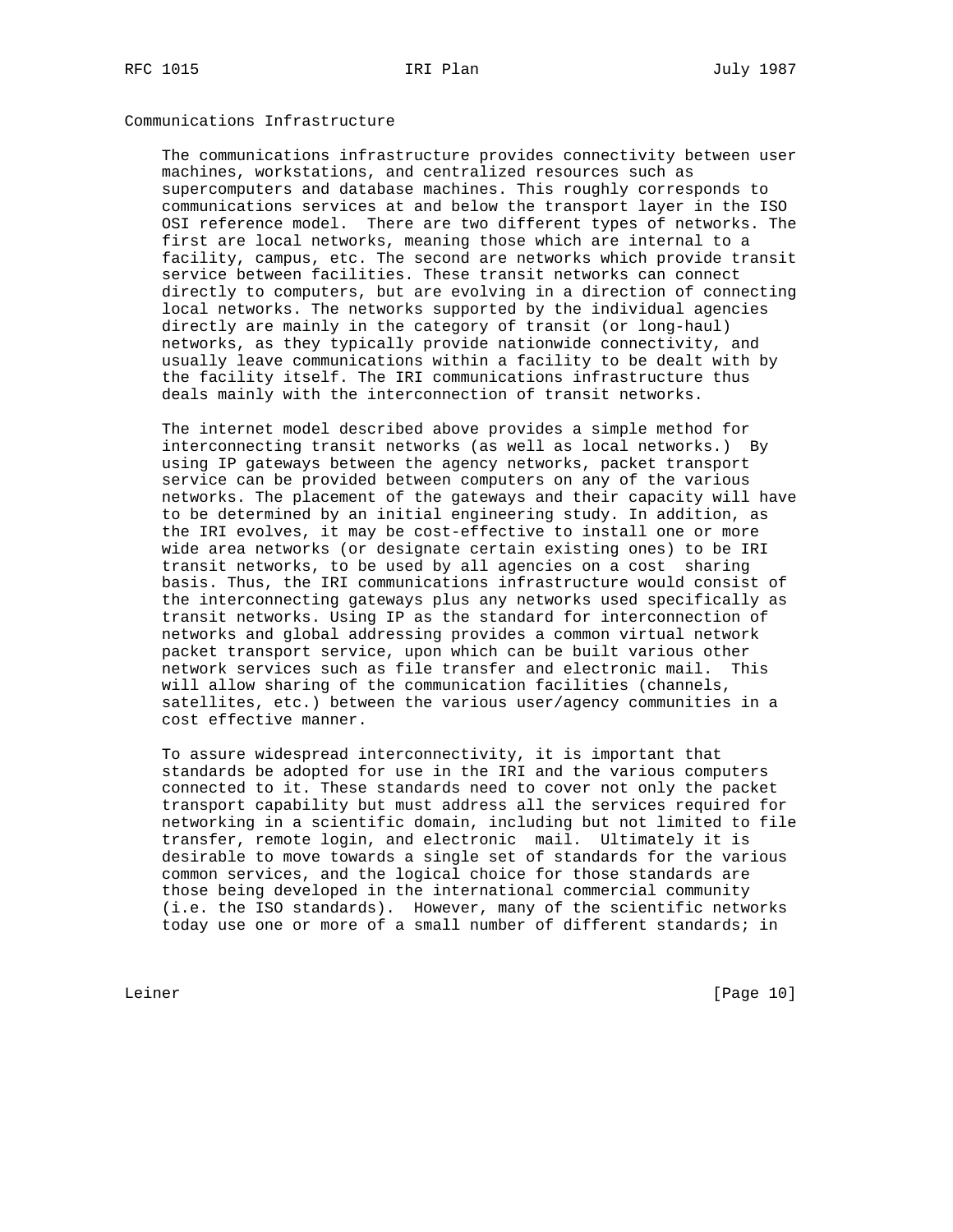## Communications Infrastructure

The communications infrastructure provides connectivity between user machines, workstations, and centralized resources such as supercomputers and database machines. This roughly corresponds to communications services at and below the transport layer in the ISO OSI reference model. There are two different types of networks. The first are local networks, meaning those which are internal to a facility, campus, etc. The second are networks which provide transit service between facilities. These transit networks can connect directly to computers, but are evolving in a direction of connecting local networks. The networks supported by the individual agencies directly are mainly in the category of transit (or long-haul) networks, as they typically provide nationwide connectivity, and usually leave communications within a facility to be dealt with by the facility itself. The IRI communications infrastructure thus deals mainly with the interconnection of transit networks.

The internet model described above provides a simple method for interconnecting transit networks (as well as local networks.) By using IP gateways between the agency networks, packet transport service can be provided between computers on any of the various networks. The placement of the gateways and their capacity will have to be determined by an initial engineering study. In addition, as the IRI evolves, it may be cost-effective to install one or more wide area networks (or designate certain existing ones) to be IRI transit networks, to be used by all agencies on a cost sharing basis. Thus, the IRI communications infrastructure would consist of the interconnecting gateways plus any networks used specifically as transit networks. Using IP as the standard for interconnection of networks and global addressing provides a common virtual network packet transport service, upon which can be built various other network services such as file transfer and electronic mail. This will allow sharing of the communication facilities (channels, satellites, etc.) between the various user/agency communities in a cost effective manner.

To assure widespread interconnectivity, it is important that standards be adopted for use in the IRI and the various computers connected to it. These standards need to cover not only the packet transport capability but must address all the services required for networking in a scientific domain, including but not limited to file transfer, remote login, and electronic mail. Ultimately it is desirable to move towards a single set of standards for the various common services, and the logical choice for those standards are those being developed in the international commercial community (i.e. the ISO standards). However, many of the scientific networks today use one or more of a small number of different standards; in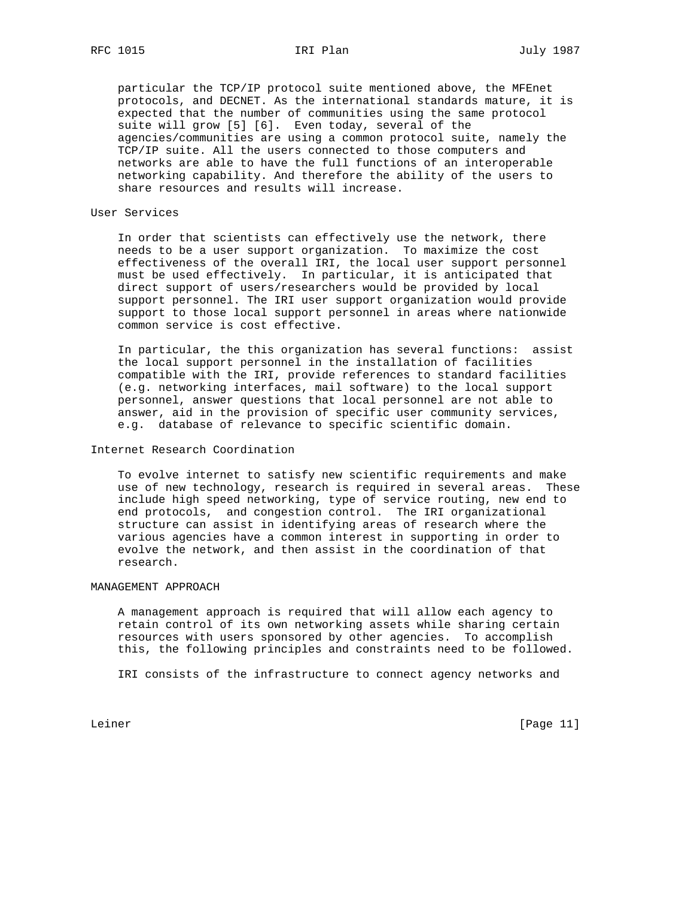particular the TCP/IP protocol suite mentioned above, the MFEnet protocols, and DECNET. As the international standards mature, it is expected that the number of communities using the same protocol suite will grow [5] [6]. Even today, several of the agencies/communities are using a common protocol suite, namely the TCP/IP suite. All the users connected to those computers and networks are able to have the full functions of an interoperable networking capability. And therefore the ability of the users to share resources and results will increase.

### User Services

In order that scientists can effectively use the network, there needs to be a user support organization. To maximize the cost effectiveness of the overall IRI, the local user support personnel must be used effectively. In particular, it is anticipated that direct support of users/researchers would be provided by local support personnel. The IRI user support organization would provide support to those local support personnel in areas where nationwide common service is cost effective.

In particular, the this organization has several functions: assist the local support personnel in the installation of facilities compatible with the IRI, provide references to standard facilities (e.g. networking interfaces, mail software) to the local support personnel, answer questions that local personnel are not able to answer, aid in the provision of specific user community services, e.g. database of relevance to specific scientific domain.

### Internet Research Coordination

To evolve internet to satisfy new scientific requirements and make use of new technology, research is required in several areas. These include high speed networking, type of service routing, new end to end protocols, and congestion control. The IRI organizational structure can assist in identifying areas of research where the various agencies have a common interest in supporting in order to evolve the network, and then assist in the coordination of that research.

## MANAGEMENT APPROACH

A management approach is required that will allow each agency to retain control of its own networking assets while sharing certain resources with users sponsored by other agencies. To accomplish this, the following principles and constraints need to be followed.

IRI consists of the infrastructure to connect agency networks and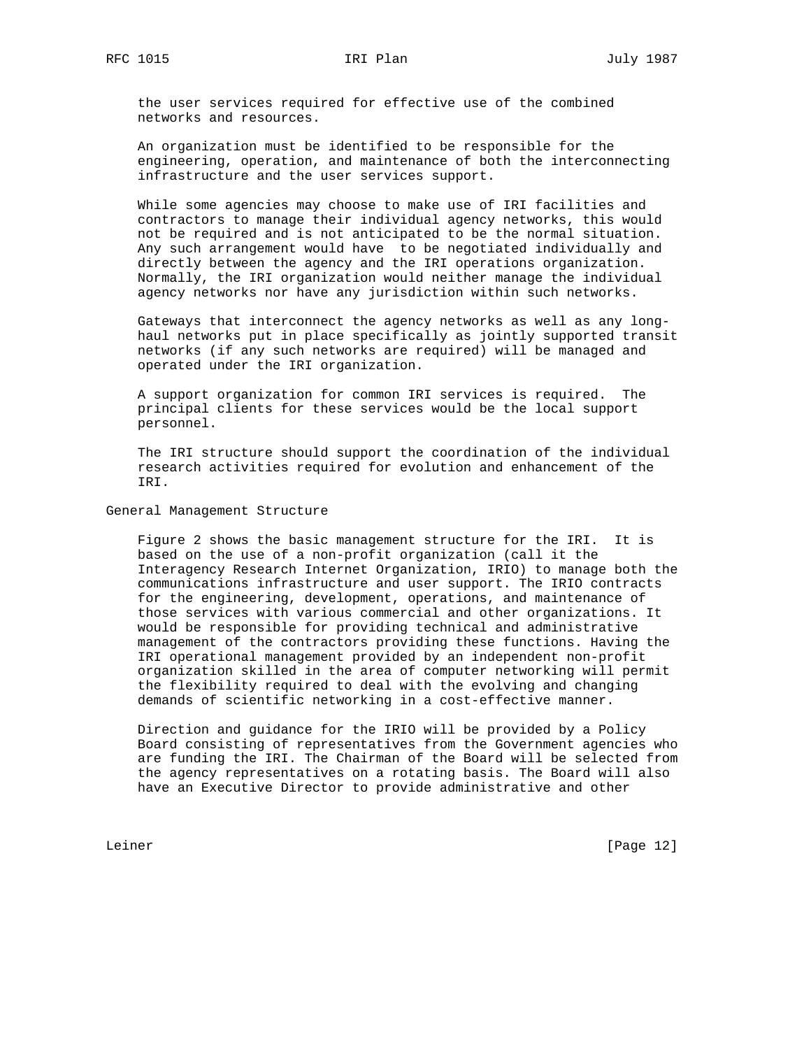the user services required for effective use of the combined networks and resources.

An organization must be identified to be responsible for the engineering, operation, and maintenance of both the interconnecting infrastructure and the user services support.

While some agencies may choose to make use of IRI facilities and contractors to manage their individual agency networks, this would not be required and is not anticipated to be the normal situation. Any such arrangement would have to be negotiated individually and directly between the agency and the IRI operations organization. Normally, the IRI organization would neither manage the individual agency networks nor have any jurisdiction within such networks.

Gateways that interconnect the agency networks as well as any long-haul networks put in place specifically as jointly supported transit networks (if any such networks are required) will be managed and operated under the IRI organization.

A support organization for common IRI services is required. The principal clients for these services would be the local support personnel.

The IRI structure should support the coordination of the individual research activities required for evolution and enhancement of the IRI.

## General Management Structure

Figure 2 shows the basic management structure for the IRI. It is based on the use of a non-profit organization (call it the Interagency Research Internet Organization, IRIO) to manage both the communications infrastructure and user support. The IRIO contracts for the engineering, development, operations, and maintenance of those services with various commercial and other organizations. It would be responsible for providing technical and administrative management of the contractors providing these functions. Having the IRI operational management provided by an independent non-profit organization skilled in the area of computer networking will permit the flexibility required to deal with the evolving and changing demands of scientific networking in a cost-effective manner.

Direction and guidance for the IRIO will be provided by a Policy Board consisting of representatives from the Government agencies who are funding the IRI. The Chairman of the Board will be selected from the agency representatives on a rotating basis. The Board will also have an Executive Director to provide administrative and other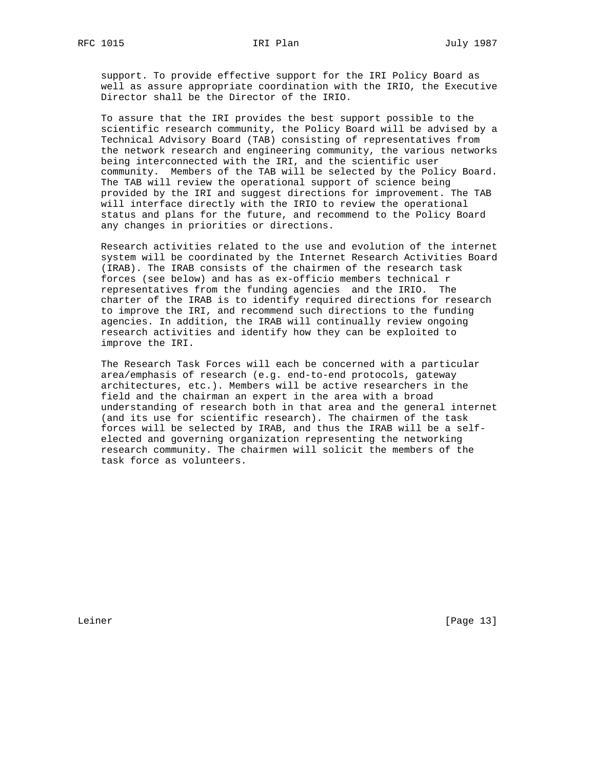support. To provide effective support for the IRI Policy Board as well as assure appropriate coordination with the IRIO, the Executive Director shall be the Director of the IRIO.

To assure that the IRI provides the best support possible to the scientific research community, the Policy Board will be advised by a Technical Advisory Board (TAB) consisting of representatives from the network research and engineering community, the various networks being interconnected with the IRI, and the scientific user community. Members of the TAB will be selected by the Policy Board. The TAB will review the operational support of science being provided by the IRI and suggest directions for improvement. The TAB will interface directly with the IRIO to review the operational status and plans for the future, and recommend to the Policy Board any changes in priorities or directions.

Research activities related to the use and evolution of the internet system will be coordinated by the Internet Research Activities Board (IRAB). The IRAB consists of the chairmen of the research task forces (see below) and has as ex-officio members technical r representatives from the funding agencies and the IRIO. The charter of the IRAB is to identify required directions for research to improve the IRI, and recommend such directions to the funding agencies. In addition, the IRAB will continually review ongoing research activities and identify how they can be exploited to improve the IRI.

The Research Task Forces will each be concerned with a particular area/emphasis of research (e.g. end-to-end protocols, gateway architectures, etc.). Members will be active researchers in the field and the chairman an expert in the area with a broad understanding of research both in that area and the general internet (and its use for scientific research). The chairmen of the task forces will be selected by IRAB, and thus the IRAB will be a self-elected and governing organization representing the networking research community. The chairmen will solicit the members of the task force as volunteers.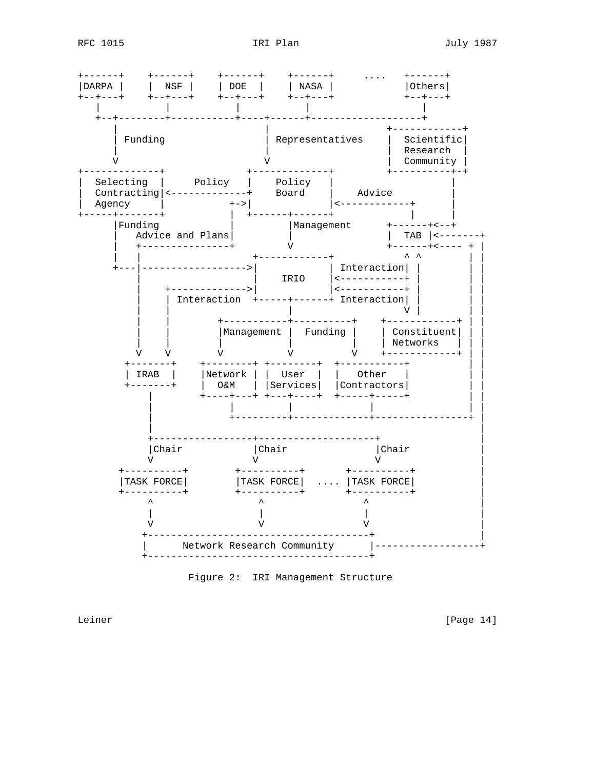```
+------+    +------+    +------+    +------+     ....   +------+
|DARPA |    |  NSF |    | DOE  |    | NASA |            |Others|
+--+---+    +--+---+    +--+---+    +--+---+            +--+---+
   |           |           |           |                   |
   +--+--------+-----------+----+------+-------------------+
      |                         |                    +------------+
      | Funding                 | Representatives    |  Scientific|
      |                         |                    |  Research  |
      V                         V                    |  Community |
+-------------+              +-------------+         +----------+-+
|  Selecting  |     Policy   |    Policy   |                    |
|  Contracting|<-------------+    Board    |    Advice          |
|  Agency     |           +->|             |<------------+      |
+-----+-------+           |  +------+------+             |      |
      |Funding            |         |Management      +------+<--+
      |   Advice and Plans|         |                |  TAB |<-------+
      |   +---------------+         V                +------+<---- + |
      |   |                  +------------+             ^ ^        | |
      +---|----------------->|            | Interaction| |        | |
          |                  |    IRIO    |<-----------+ |        | |
          |    +------------>|            |<-----------+ |        | |
          |    | Interaction  +-----+------+ Interaction| |        | |
          |    |                    |                   V |        | |
          |    |        +-----------+-----------+    +------------+ | |
          |    |        |Management |  Funding |     | Constituent| | |
          |    |        |           |          |     | Networks   | | |
          V    V        V           V          V     +------------+ | |
      +-------+    +--------+ +--------+  +-----------+             | |
      | IRAB  |    |Network | |  User  |  |   Other   |             | |
      +-------+    |  O&M   | |Services|  |Contractors|             | |
          |        +----+---+ +---+----+  +-----+-----+             | |
          |             |         |             |                   | |
          |             +---------+-------------+-------------------+ |
          |                                                           |
          +----------------+-------------------+                      |
          |Chair           |Chair              |Chair                 |
          V                V                   V                      |
      +----------+       +----------+      +----------+               |
      |TASK FORCE|       |TASK FORCE|  .... |TASK FORCE|              |
      +----------+       +----------+      +----------+               |
          ^                  ^                 ^                      |
          |                  |                 |                      |
          V                  V                 V                      |
         +--------------------------------------+                     |
         |      Network Research Community      |---------------------+
         +--------------------------------------+
```

Figure 2: IRI Management Structure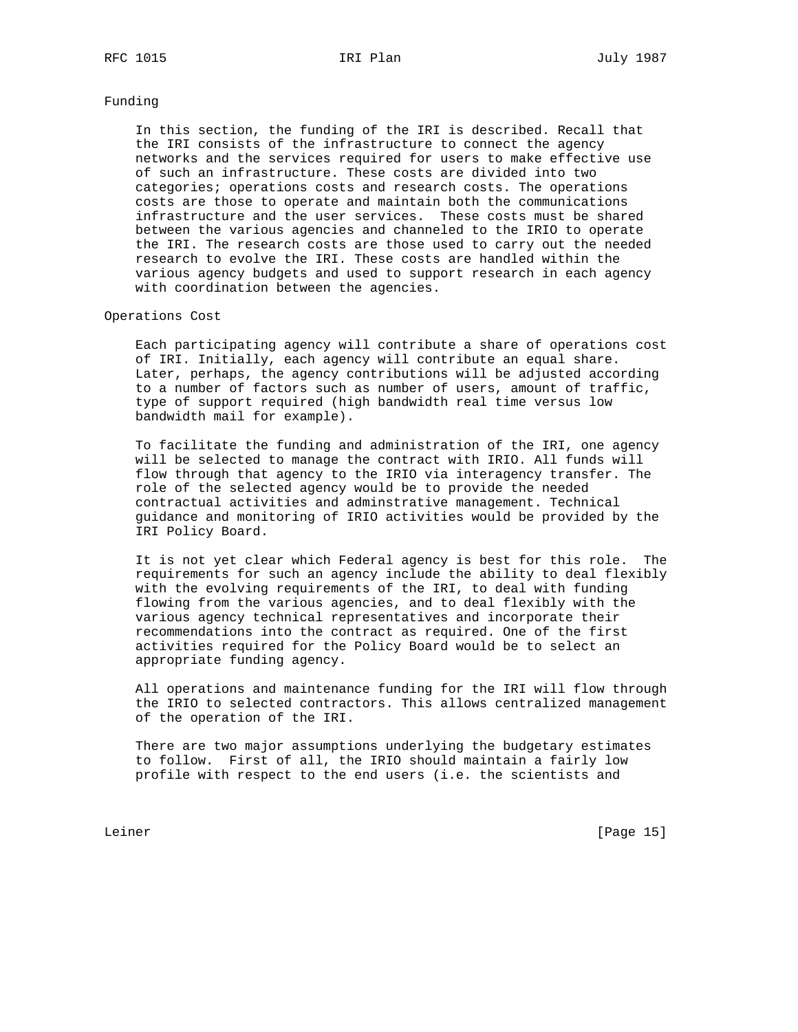## Funding

In this section, the funding of the IRI is described. Recall that the IRI consists of the infrastructure to connect the agency networks and the services required for users to make effective use of such an infrastructure. These costs are divided into two categories; operations costs and research costs. The operations costs are those to operate and maintain both the communications infrastructure and the user services. These costs must be shared between the various agencies and channeled to the IRIO to operate the IRI. The research costs are those used to carry out the needed research to evolve the IRI. These costs are handled within the various agency budgets and used to support research in each agency with coordination between the agencies.

## Operations Cost

Each participating agency will contribute a share of operations cost of IRI. Initially, each agency will contribute an equal share. Later, perhaps, the agency contributions will be adjusted according to a number of factors such as number of users, amount of traffic, type of support required (high bandwidth real time versus low bandwidth mail for example).

To facilitate the funding and administration of the IRI, one agency will be selected to manage the contract with IRIO. All funds will flow through that agency to the IRIO via interagency transfer. The role of the selected agency would be to provide the needed contractual activities and adminstrative management. Technical guidance and monitoring of IRIO activities would be provided by the IRI Policy Board.

It is not yet clear which Federal agency is best for this role. The requirements for such an agency include the ability to deal flexibly with the evolving requirements of the IRI, to deal with funding flowing from the various agencies, and to deal flexibly with the various agency technical representatives and incorporate their recommendations into the contract as required. One of the first activities required for the Policy Board would be to select an appropriate funding agency.

All operations and maintenance funding for the IRI will flow through the IRIO to selected contractors. This allows centralized management of the operation of the IRI.

There are two major assumptions underlying the budgetary estimates to follow. First of all, the IRIO should maintain a fairly low profile with respect to the end users (i.e. the scientists and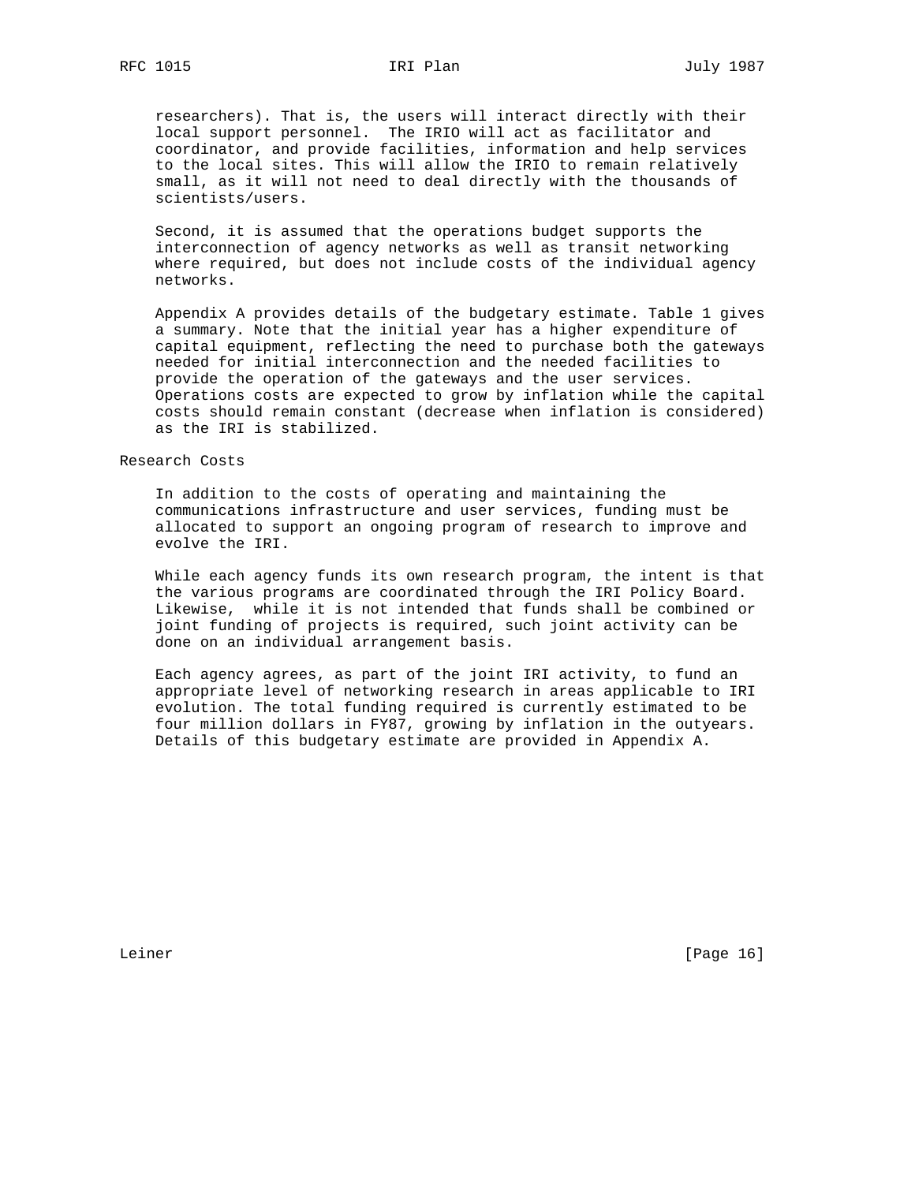researchers). That is, the users will interact directly with their local support personnel. The IRIO will act as facilitator and coordinator, and provide facilities, information and help services to the local sites. This will allow the IRIO to remain relatively small, as it will not need to deal directly with the thousands of scientists/users.

Second, it is assumed that the operations budget supports the interconnection of agency networks as well as transit networking where required, but does not include costs of the individual agency networks.

Appendix A provides details of the budgetary estimate. Table 1 gives a summary. Note that the initial year has a higher expenditure of capital equipment, reflecting the need to purchase both the gateways needed for initial interconnection and the needed facilities to provide the operation of the gateways and the user services. Operations costs are expected to grow by inflation while the capital costs should remain constant (decrease when inflation is considered) as the IRI is stabilized.

## Research Costs

In addition to the costs of operating and maintaining the communications infrastructure and user services, funding must be allocated to support an ongoing program of research to improve and evolve the IRI.

While each agency funds its own research program, the intent is that the various programs are coordinated through the IRI Policy Board. Likewise, while it is not intended that funds shall be combined or joint funding of projects is required, such joint activity can be done on an individual arrangement basis.

Each agency agrees, as part of the joint IRI activity, to fund an appropriate level of networking research in areas applicable to IRI evolution. The total funding required is currently estimated to be four million dollars in FY87, growing by inflation in the outyears. Details of this budgetary estimate are provided in Appendix A.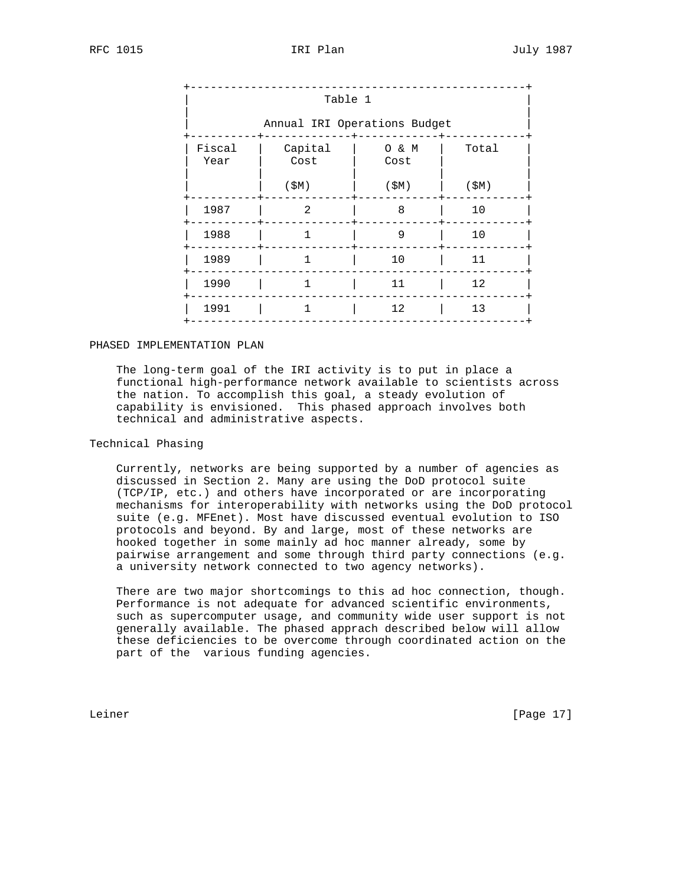**Table 1**

**Annual IRI Operations Budget**

| Fiscal Year | Capital Cost ($M) | O & M Cost ($M) | Total ($M) |
|---|---|---|---|
| 1987 | 2 | 8 | 10 |
| 1988 | 1 | 9 | 10 |
| 1989 | 1 | 10 | 11 |
| 1990 | 1 | 11 | 12 |
| 1991 | 1 | 12 | 13 |

## PHASED IMPLEMENTATION PLAN

The long-term goal of the IRI activity is to put in place a functional high-performance network available to scientists across the nation. To accomplish this goal, a steady evolution of capability is envisioned.  This phased approach involves both technical and administrative aspects.

### Technical Phasing

Currently, networks are being supported by a number of agencies as discussed in Section 2. Many are using the DoD protocol suite (TCP/IP, etc.) and others have incorporated or are incorporating mechanisms for interoperability with networks using the DoD protocol suite (e.g. MFEnet). Most have discussed eventual evolution to ISO protocols and beyond. By and large, most of these networks are hooked together in some mainly ad hoc manner already, some by pairwise arrangement and some through third party connections (e.g. a university network connected to two agency networks).

There are two major shortcomings to this ad hoc connection, though. Performance is not adequate for advanced scientific environments, such as supercomputer usage, and community wide user support is not generally available. The phased apprach described below will allow these deficiencies to be overcome through coordinated action on the part of the  various funding agencies.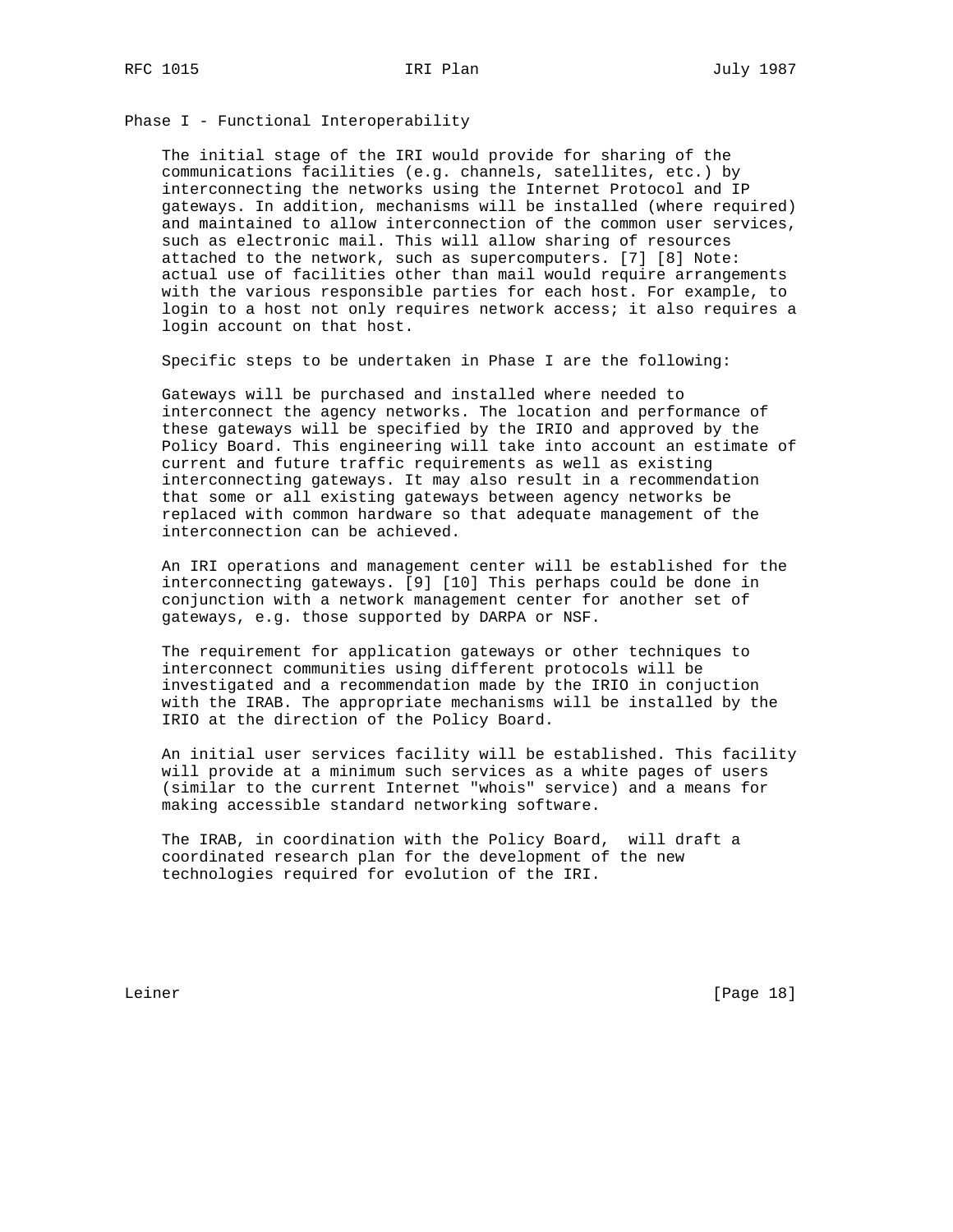## Phase I - Functional Interoperability

The initial stage of the IRI would provide for sharing of the communications facilities (e.g. channels, satellites, etc.) by interconnecting the networks using the Internet Protocol and IP gateways. In addition, mechanisms will be installed (where required) and maintained to allow interconnection of the common user services, such as electronic mail. This will allow sharing of resources attached to the network, such as supercomputers. [7] [8] Note: actual use of facilities other than mail would require arrangements with the various responsible parties for each host. For example, to login to a host not only requires network access; it also requires a login account on that host.

Specific steps to be undertaken in Phase I are the following:

Gateways will be purchased and installed where needed to interconnect the agency networks. The location and performance of these gateways will be specified by the IRIO and approved by the Policy Board. This engineering will take into account an estimate of current and future traffic requirements as well as existing interconnecting gateways. It may also result in a recommendation that some or all existing gateways between agency networks be replaced with common hardware so that adequate management of the interconnection can be achieved.

An IRI operations and management center will be established for the interconnecting gateways. [9] [10] This perhaps could be done in conjunction with a network management center for another set of gateways, e.g. those supported by DARPA or NSF.

The requirement for application gateways or other techniques to interconnect communities using different protocols will be investigated and a recommendation made by the IRIO in conjuction with the IRAB. The appropriate mechanisms will be installed by the IRIO at the direction of the Policy Board.

An initial user services facility will be established. This facility will provide at a minimum such services as a white pages of users (similar to the current Internet "whois" service) and a means for making accessible standard networking software.

The IRAB, in coordination with the Policy Board, will draft a coordinated research plan for the development of the new technologies required for evolution of the IRI.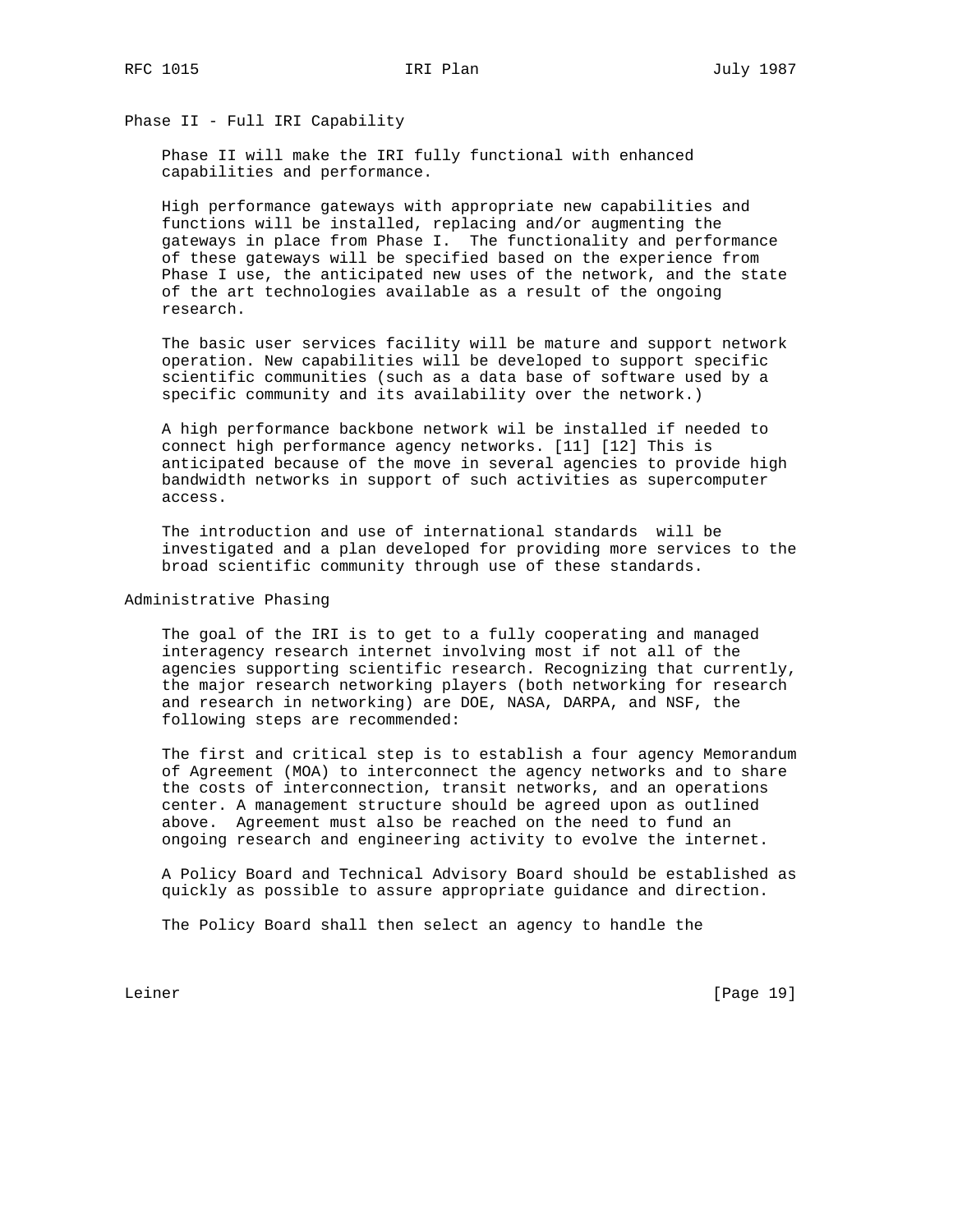## Phase II - Full IRI Capability

Phase II will make the IRI fully functional with enhanced capabilities and performance.

High performance gateways with appropriate new capabilities and functions will be installed, replacing and/or augmenting the gateways in place from Phase I. The functionality and performance of these gateways will be specified based on the experience from Phase I use, the anticipated new uses of the network, and the state of the art technologies available as a result of the ongoing research.

The basic user services facility will be mature and support network operation. New capabilities will be developed to support specific scientific communities (such as a data base of software used by a specific community and its availability over the network.)

A high performance backbone network wil be installed if needed to connect high performance agency networks. [11] [12] This is anticipated because of the move in several agencies to provide high bandwidth networks in support of such activities as supercomputer access.

The introduction and use of international standards will be investigated and a plan developed for providing more services to the broad scientific community through use of these standards.

## Administrative Phasing

The goal of the IRI is to get to a fully cooperating and managed interagency research internet involving most if not all of the agencies supporting scientific research. Recognizing that currently, the major research networking players (both networking for research and research in networking) are DOE, NASA, DARPA, and NSF, the following steps are recommended:

The first and critical step is to establish a four agency Memorandum of Agreement (MOA) to interconnect the agency networks and to share the costs of interconnection, transit networks, and an operations center. A management structure should be agreed upon as outlined above. Agreement must also be reached on the need to fund an ongoing research and engineering activity to evolve the internet.

A Policy Board and Technical Advisory Board should be established as quickly as possible to assure appropriate guidance and direction.

The Policy Board shall then select an agency to handle the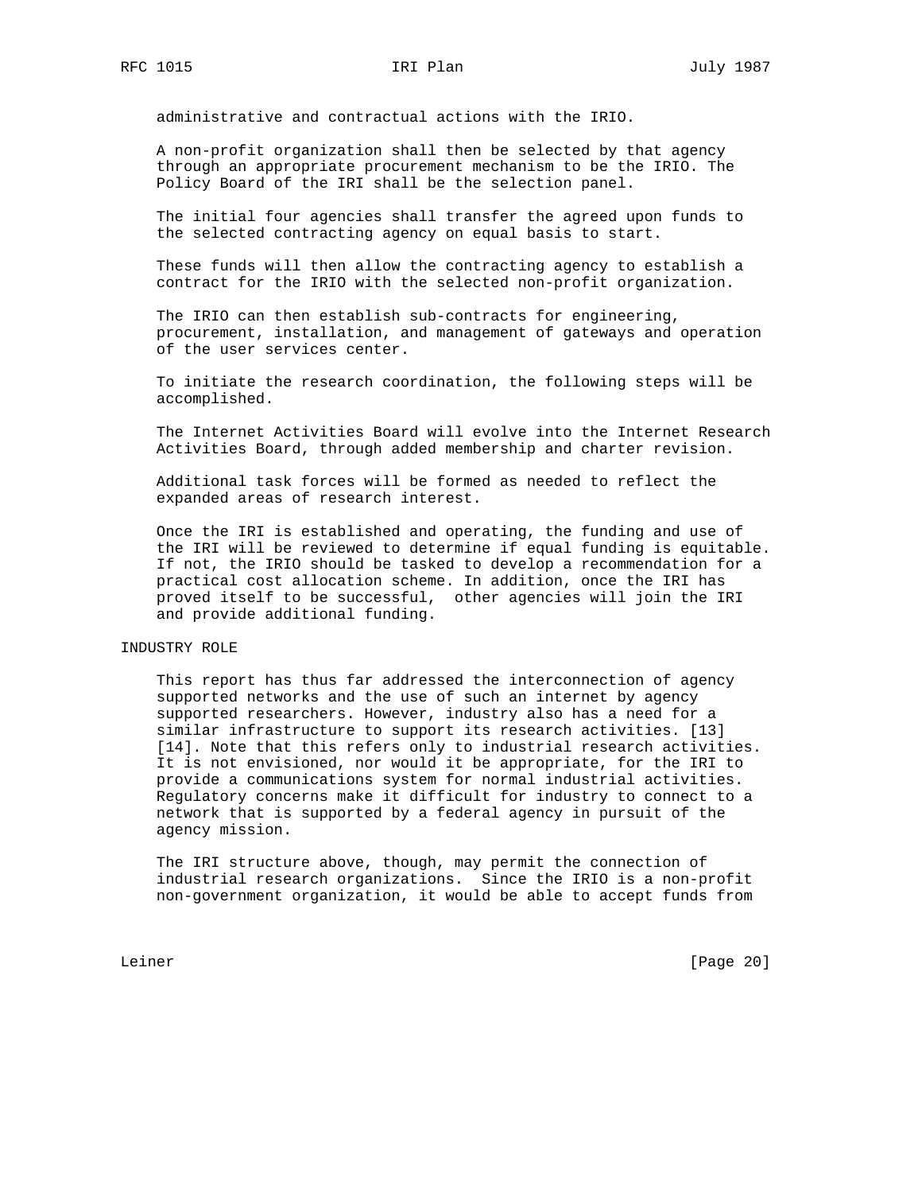administrative and contractual actions with the IRIO.

A non-profit organization shall then be selected by that agency through an appropriate procurement mechanism to be the IRIO. The Policy Board of the IRI shall be the selection panel.

The initial four agencies shall transfer the agreed upon funds to the selected contracting agency on equal basis to start.

These funds will then allow the contracting agency to establish a contract for the IRIO with the selected non-profit organization.

The IRIO can then establish sub-contracts for engineering, procurement, installation, and management of gateways and operation of the user services center.

To initiate the research coordination, the following steps will be accomplished.

The Internet Activities Board will evolve into the Internet Research Activities Board, through added membership and charter revision.

Additional task forces will be formed as needed to reflect the expanded areas of research interest.

Once the IRI is established and operating, the funding and use of the IRI will be reviewed to determine if equal funding is equitable. If not, the IRIO should be tasked to develop a recommendation for a practical cost allocation scheme. In addition, once the IRI has proved itself to be successful, other agencies will join the IRI and provide additional funding.

## INDUSTRY ROLE

This report has thus far addressed the interconnection of agency supported networks and the use of such an internet by agency supported researchers. However, industry also has a need for a similar infrastructure to support its research activities. [13] [14]. Note that this refers only to industrial research activities. It is not envisioned, nor would it be appropriate, for the IRI to provide a communications system for normal industrial activities. Regulatory concerns make it difficult for industry to connect to a network that is supported by a federal agency in pursuit of the agency mission.

The IRI structure above, though, may permit the connection of industrial research organizations. Since the IRIO is a non-profit non-government organization, it would be able to accept funds from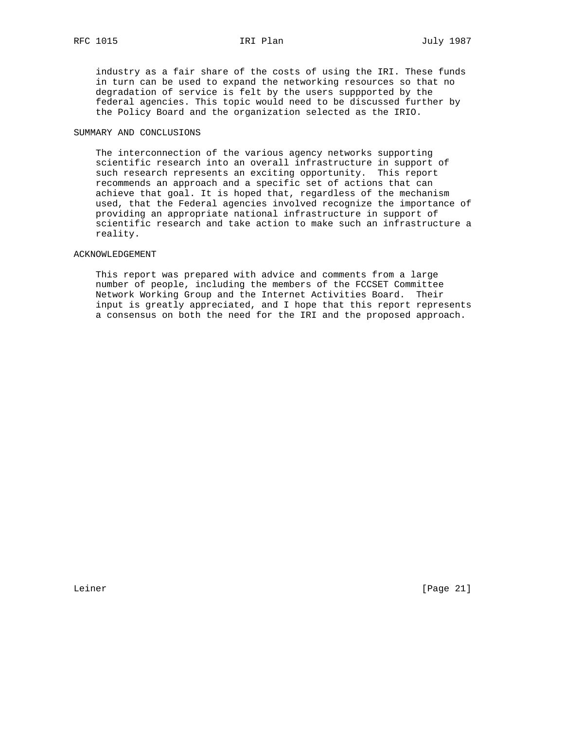industry as a fair share of the costs of using the IRI. These funds in turn can be used to expand the networking resources so that no degradation of service is felt by the users suppported by the federal agencies. This topic would need to be discussed further by the Policy Board and the organization selected as the IRIO.

## SUMMARY AND CONCLUSIONS

The interconnection of the various agency networks supporting scientific research into an overall infrastructure in support of such research represents an exciting opportunity. This report recommends an approach and a specific set of actions that can achieve that goal. It is hoped that, regardless of the mechanism used, that the Federal agencies involved recognize the importance of providing an appropriate national infrastructure in support of scientific research and take action to make such an infrastructure a reality.

## ACKNOWLEDGEMENT

This report was prepared with advice and comments from a large number of people, including the members of the FCCSET Committee Network Working Group and the Internet Activities Board. Their input is greatly appreciated, and I hope that this report represents a consensus on both the need for the IRI and the proposed approach.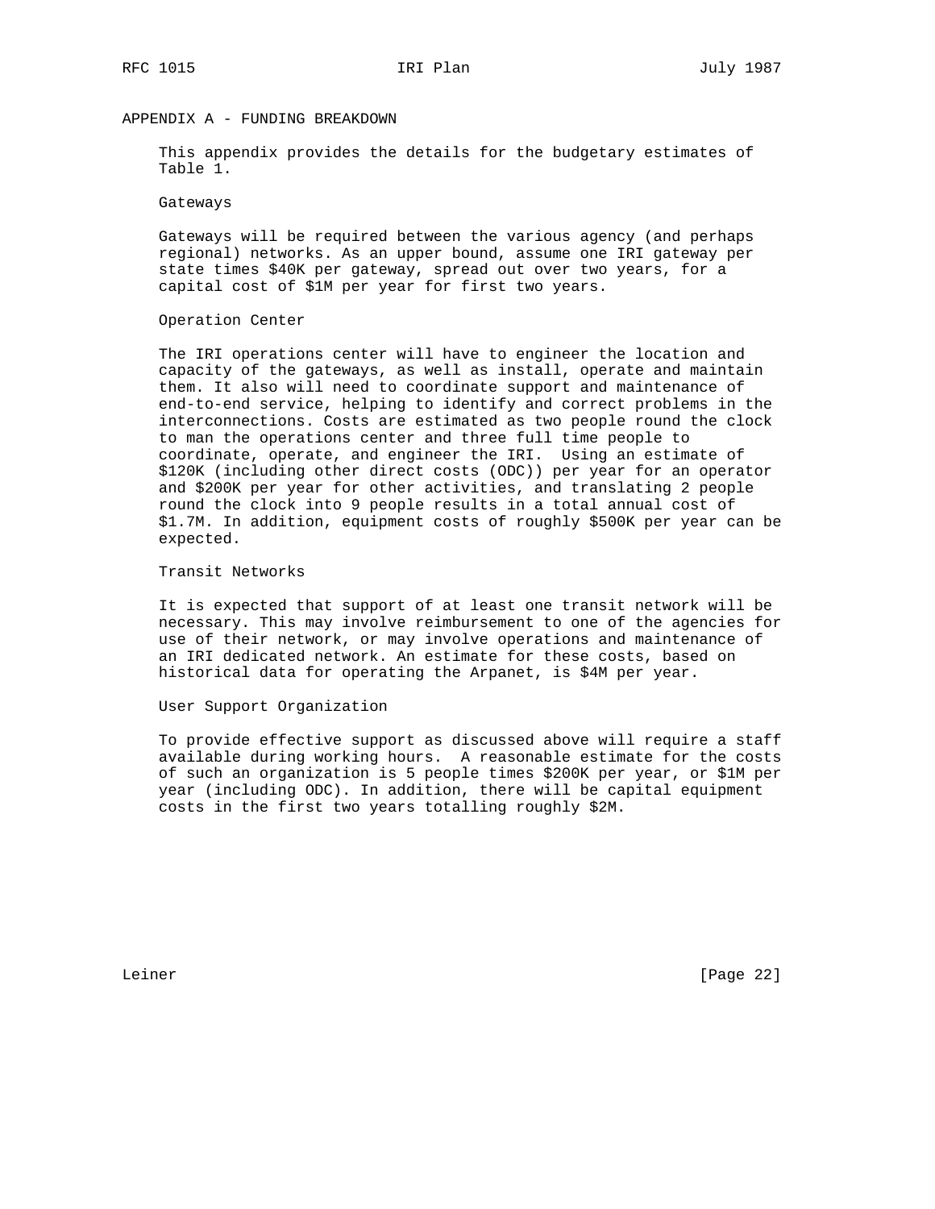## APPENDIX A - FUNDING BREAKDOWN

This appendix provides the details for the budgetary estimates of Table 1.

### Gateways

Gateways will be required between the various agency (and perhaps regional) networks. As an upper bound, assume one IRI gateway per state times $40K per gateway, spread out over two years, for a capital cost of $1M per year for first two years.

### Operation Center

The IRI operations center will have to engineer the location and capacity of the gateways, as well as install, operate and maintain them. It also will need to coordinate support and maintenance of end-to-end service, helping to identify and correct problems in the interconnections. Costs are estimated as two people round the clock to man the operations center and three full time people to coordinate, operate, and engineer the IRI. Using an estimate of $120K (including other direct costs (ODC)) per year for an operator and $200K per year for other activities, and translating 2 people round the clock into 9 people results in a total annual cost of $1.7M. In addition, equipment costs of roughly $500K per year can be expected.

### Transit Networks

It is expected that support of at least one transit network will be necessary. This may involve reimbursement to one of the agencies for use of their network, or may involve operations and maintenance of an IRI dedicated network. An estimate for these costs, based on historical data for operating the Arpanet, is $4M per year.

### User Support Organization

To provide effective support as discussed above will require a staff available during working hours. A reasonable estimate for the costs of such an organization is 5 people times $200K per year, or $1M per year (including ODC). In addition, there will be capital equipment costs in the first two years totalling roughly $2M.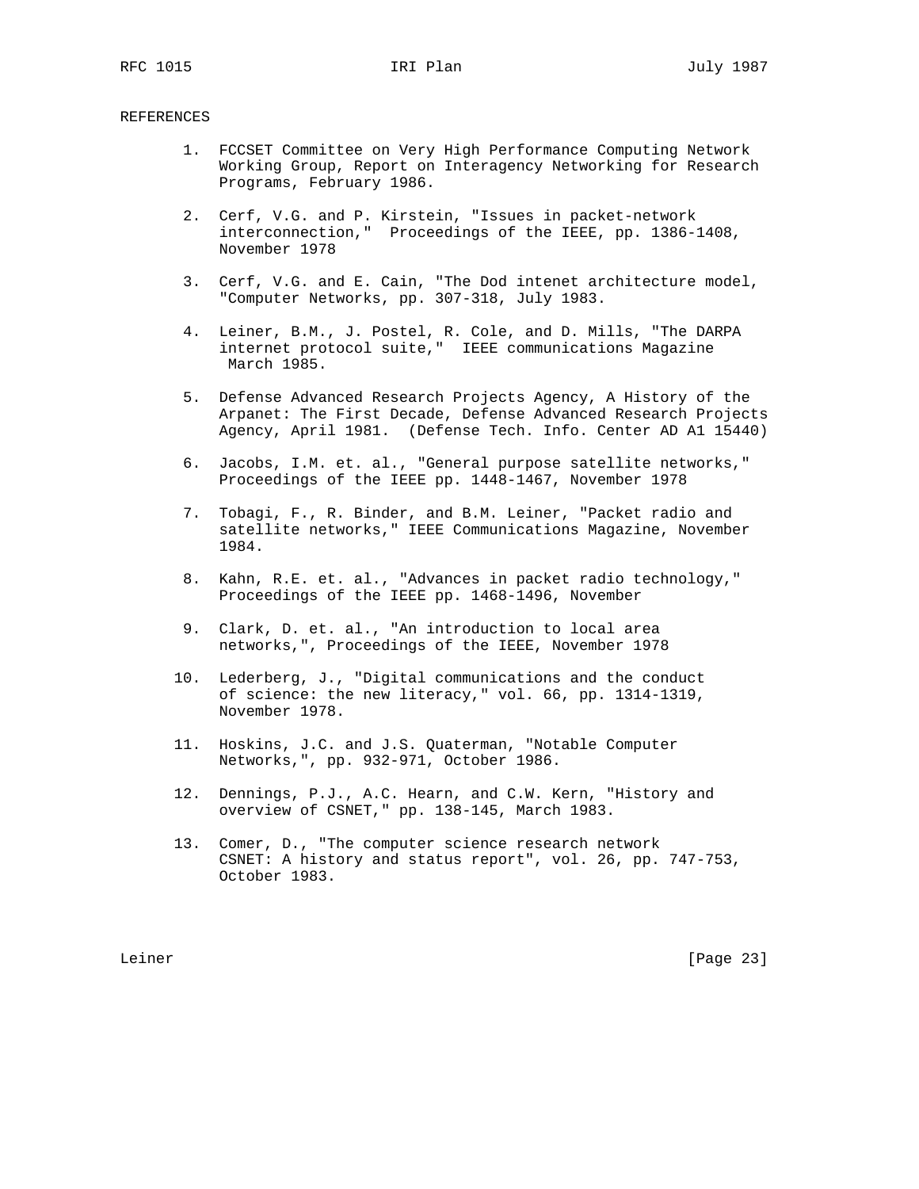## REFERENCES

1. FCCSET Committee on Very High Performance Computing Network Working Group, Report on Interagency Networking for Research Programs, February 1986.

2. Cerf, V.G. and P. Kirstein, "Issues in packet-network interconnection," Proceedings of the IEEE, pp. 1386-1408, November 1978

3. Cerf, V.G. and E. Cain, "The Dod intenet architecture model, "Computer Networks, pp. 307-318, July 1983.

4. Leiner, B.M., J. Postel, R. Cole, and D. Mills, "The DARPA internet protocol suite," IEEE communications Magazine March 1985.

5. Defense Advanced Research Projects Agency, A History of the Arpanet: The First Decade, Defense Advanced Research Projects Agency, April 1981. (Defense Tech. Info. Center AD A1 15440)

6. Jacobs, I.M. et. al., "General purpose satellite networks," Proceedings of the IEEE pp. 1448-1467, November 1978

7. Tobagi, F., R. Binder, and B.M. Leiner, "Packet radio and satellite networks," IEEE Communications Magazine, November 1984.

8. Kahn, R.E. et. al., "Advances in packet radio technology," Proceedings of the IEEE pp. 1468-1496, November

9. Clark, D. et. al., "An introduction to local area networks,", Proceedings of the IEEE, November 1978

10. Lederberg, J., "Digital communications and the conduct of science: the new literacy," vol. 66, pp. 1314-1319, November 1978.

11. Hoskins, J.C. and J.S. Quaterman, "Notable Computer Networks,", pp. 932-971, October 1986.

12. Dennings, P.J., A.C. Hearn, and C.W. Kern, "History and overview of CSNET," pp. 138-145, March 1983.

13. Comer, D., "The computer science research network CSNET: A history and status report", vol. 26, pp. 747-753, October 1983.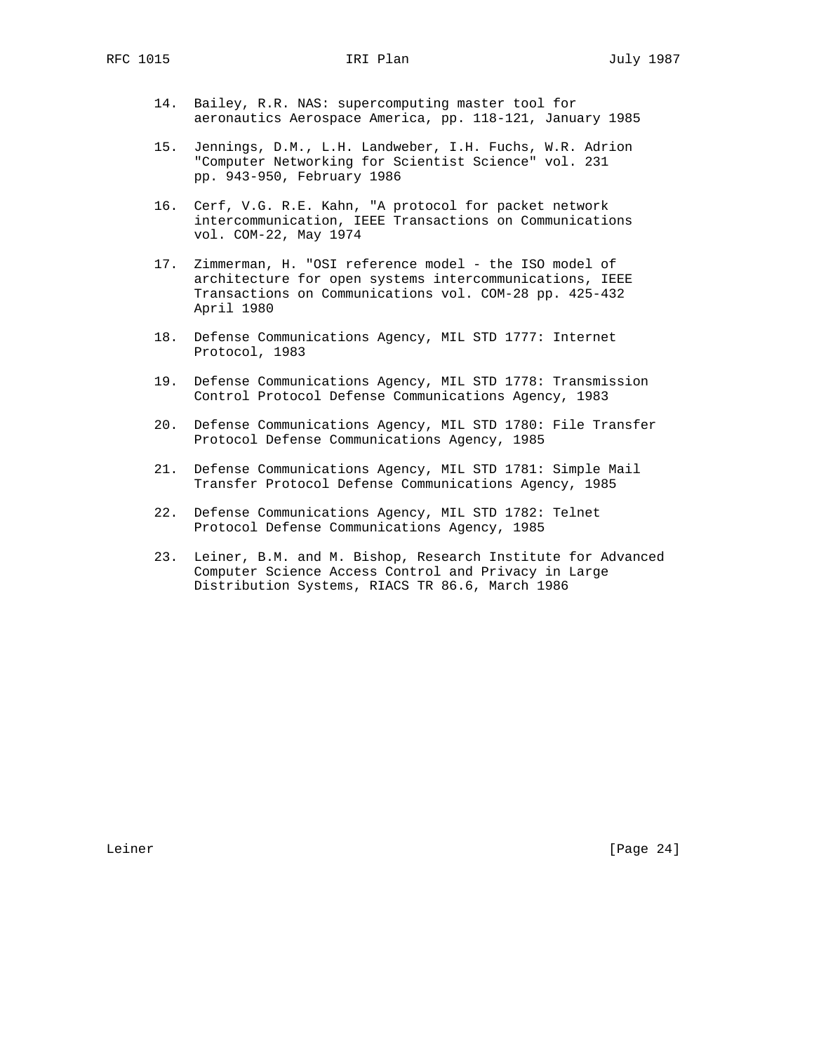14. Bailey, R.R. NAS: supercomputing master tool for aeronautics Aerospace America, pp. 118-121, January 1985

15. Jennings, D.M., L.H. Landweber, I.H. Fuchs, W.R. Adrion "Computer Networking for Scientist Science" vol. 231 pp. 943-950, February 1986

16. Cerf, V.G. R.E. Kahn, "A protocol for packet network intercommunication, IEEE Transactions on Communications vol. COM-22, May 1974

17. Zimmerman, H. "OSI reference model - the ISO model of architecture for open systems intercommunications, IEEE Transactions on Communications vol. COM-28 pp. 425-432 April 1980

18. Defense Communications Agency, MIL STD 1777: Internet Protocol, 1983

19. Defense Communications Agency, MIL STD 1778: Transmission Control Protocol Defense Communications Agency, 1983

20. Defense Communications Agency, MIL STD 1780: File Transfer Protocol Defense Communications Agency, 1985

21. Defense Communications Agency, MIL STD 1781: Simple Mail Transfer Protocol Defense Communications Agency, 1985

22. Defense Communications Agency, MIL STD 1782: Telnet Protocol Defense Communications Agency, 1985

23. Leiner, B.M. and M. Bishop, Research Institute for Advanced Computer Science Access Control and Privacy in Large Distribution Systems, RIACS TR 86.6, March 1986